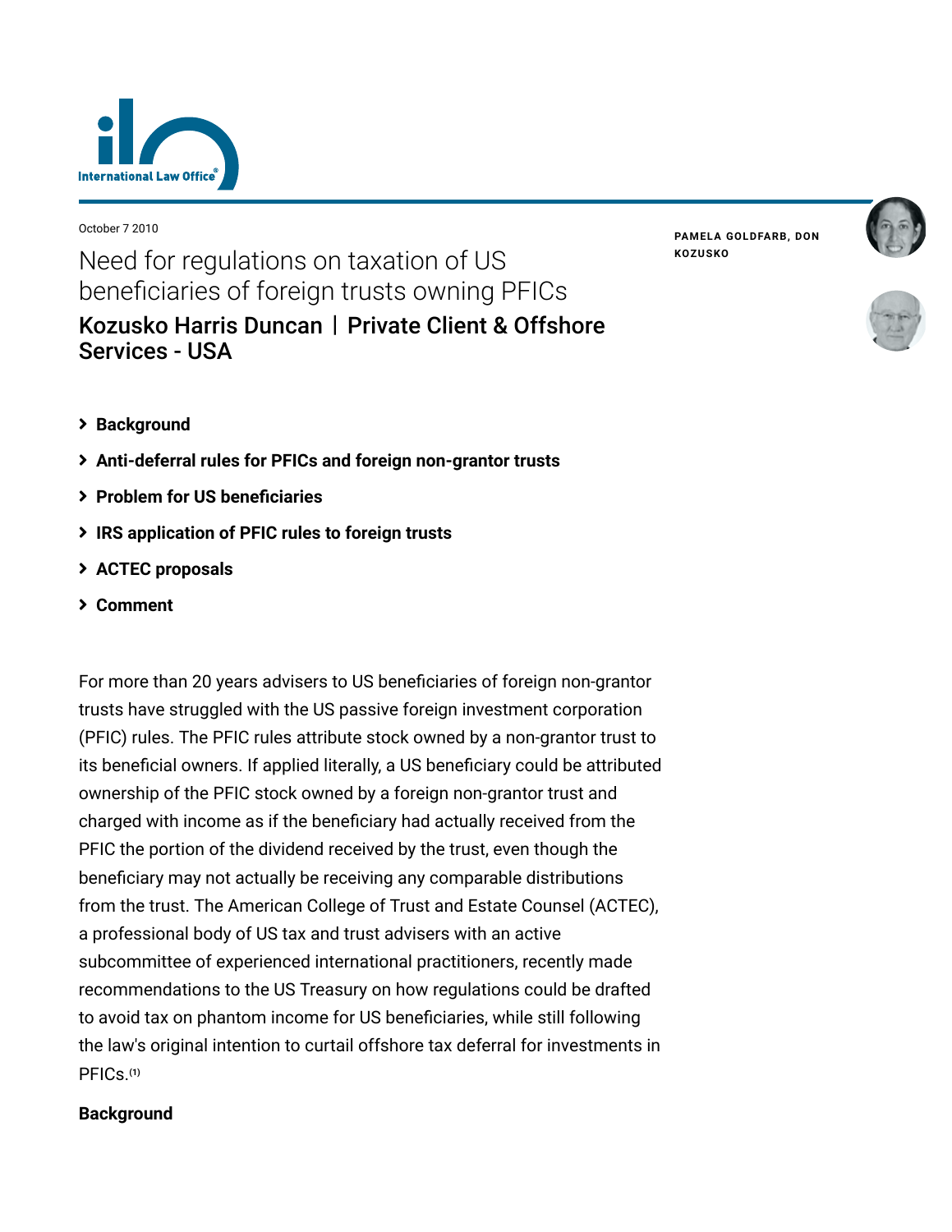October 7 2010

# Need for regulations on taxation of US beneficiaries of foreign trusts owning PFICs

## Kozusko Harris Duncan | Private Client & Offshore Services - USA

PAMELA GOLDFARB, DON KOZUSKO

- **Background**
- **Anti-deferral rules for PFICs and foreign non-grantor trusts**
- **Problem for US beneficiaries**
- **IRS application of PFIC rules to foreign trusts**
- **ACTEC proposals**
- **Comment**

For more than 20 years advisers to US beneficiaries of foreign non-grantor trusts have struggled with the US passive foreign investment corporation (PFIC) rules. The PFIC rules attribute stock owned by a non-grantor trust to its beneficial owners. If applied literally, a US beneficiary could be attributed ownership of the PFIC stock owned by a foreign non-grantor trust and charged with income as if the beneficiary had actually received from the PFIC the portion of the dividend received by the trust, even though the beneficiary may not actually be receiving any comparable distributions from the trust. The American College of Trust and Estate Counsel (ACTEC), a professional body of US tax and trust advisers with an active subcommittee of experienced international practitioners, recently made recommendations to the US Treasury on how regulations could be drafted to avoid tax on phantom income for US beneficiaries, while still following the law's original intention to curtail offshore tax deferral for investments in PFICs.[(1)]

**Background**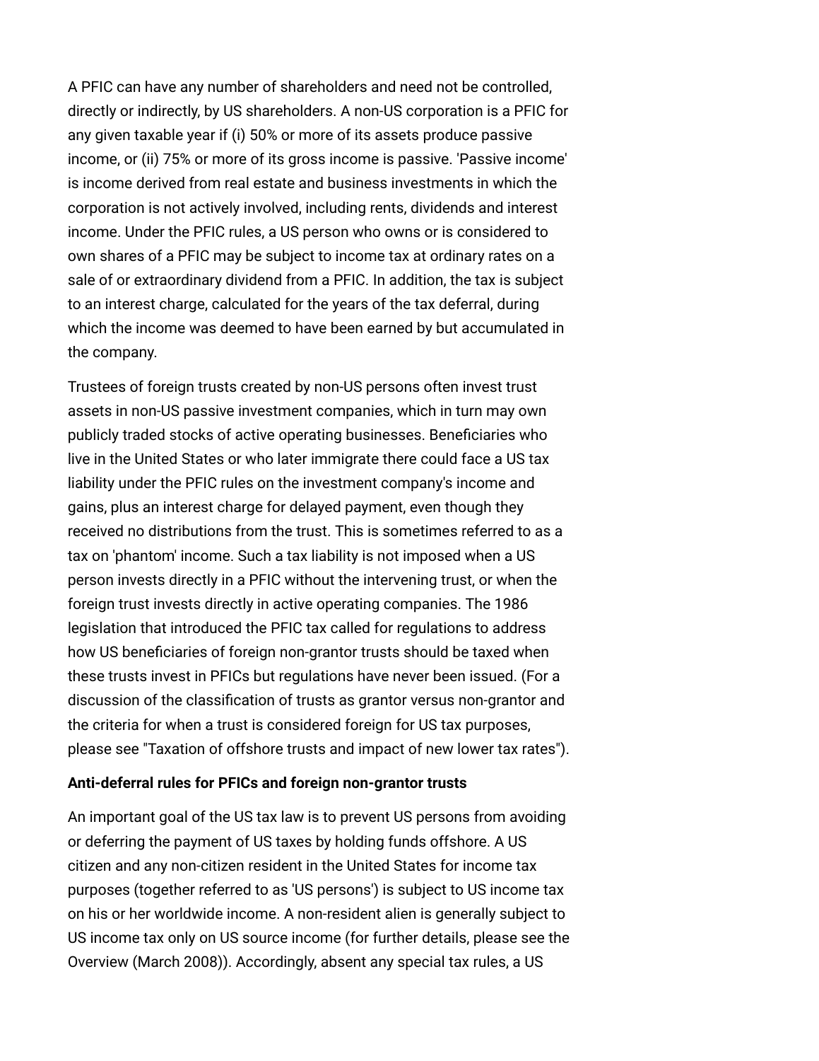A PFIC can have any number of shareholders and need not be controlled, directly or indirectly, by US shareholders. A non-US corporation is a PFIC for any given taxable year if (i) 50% or more of its assets produce passive income, or (ii) 75% or more of its gross income is passive. 'Passive income' is income derived from real estate and business investments in which the corporation is not actively involved, including rents, dividends and interest income. Under the PFIC rules, a US person who owns or is considered to own shares of a PFIC may be subject to income tax at ordinary rates on a sale of or extraordinary dividend from a PFIC. In addition, the tax is subject to an interest charge, calculated for the years of the tax deferral, during which the income was deemed to have been earned by but accumulated in the company.

Trustees of foreign trusts created by non-US persons often invest trust assets in non-US passive investment companies, which in turn may own publicly traded stocks of active operating businesses. Beneficiaries who live in the United States or who later immigrate there could face a US tax liability under the PFIC rules on the investment company's income and gains, plus an interest charge for delayed payment, even though they received no distributions from the trust. This is sometimes referred to as a tax on 'phantom' income. Such a tax liability is not imposed when a US person invests directly in a PFIC without the intervening trust, or when the foreign trust invests directly in active operating companies. The 1986 legislation that introduced the PFIC tax called for regulations to address how US beneficiaries of foreign non-grantor trusts should be taxed when these trusts invest in PFICs but regulations have never been issued. (For a discussion of the classification of trusts as grantor versus non-grantor and the criteria for when a trust is considered foreign for US tax purposes, please see "Taxation of offshore trusts and impact of new lower tax rates").

**Anti-deferral rules for PFICs and foreign non-grantor trusts**

An important goal of the US tax law is to prevent US persons from avoiding or deferring the payment of US taxes by holding funds offshore. A US citizen and any non-citizen resident in the United States for income tax purposes (together referred to as 'US persons') is subject to US income tax on his or her worldwide income. A non-resident alien is generally subject to US income tax only on US source income (for further details, please see the Overview (March 2008)). Accordingly, absent any special tax rules, a US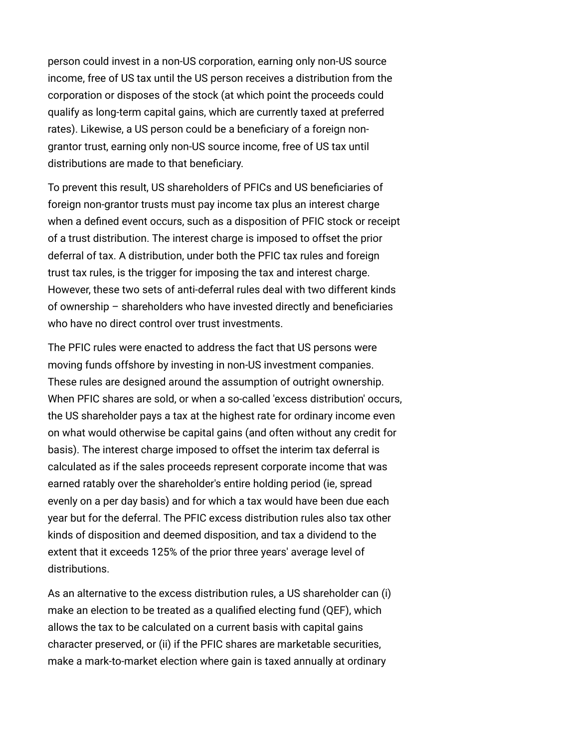person could invest in a non-US corporation, earning only non-US source income, free of US tax until the US person receives a distribution from the corporation or disposes of the stock (at which point the proceeds could qualify as long-term capital gains, which are currently taxed at preferred rates). Likewise, a US person could be a beneficiary of a foreign non-grantor trust, earning only non-US source income, free of US tax until distributions are made to that beneficiary.

To prevent this result, US shareholders of PFICs and US beneficiaries of foreign non-grantor trusts must pay income tax plus an interest charge when a defined event occurs, such as a disposition of PFIC stock or receipt of a trust distribution. The interest charge is imposed to offset the prior deferral of tax. A distribution, under both the PFIC tax rules and foreign trust tax rules, is the trigger for imposing the tax and interest charge. However, these two sets of anti-deferral rules deal with two different kinds of ownership – shareholders who have invested directly and beneficiaries who have no direct control over trust investments.

The PFIC rules were enacted to address the fact that US persons were moving funds offshore by investing in non-US investment companies. These rules are designed around the assumption of outright ownership. When PFIC shares are sold, or when a so-called 'excess distribution' occurs, the US shareholder pays a tax at the highest rate for ordinary income even on what would otherwise be capital gains (and often without any credit for basis). The interest charge imposed to offset the interim tax deferral is calculated as if the sales proceeds represent corporate income that was earned ratably over the shareholder's entire holding period (ie, spread evenly on a per day basis) and for which a tax would have been due each year but for the deferral. The PFIC excess distribution rules also tax other kinds of disposition and deemed disposition, and tax a dividend to the extent that it exceeds 125% of the prior three years' average level of distributions.

As an alternative to the excess distribution rules, a US shareholder can (i) make an election to be treated as a qualified electing fund (QEF), which allows the tax to be calculated on a current basis with capital gains character preserved, or (ii) if the PFIC shares are marketable securities, make a mark-to-market election where gain is taxed annually at ordinary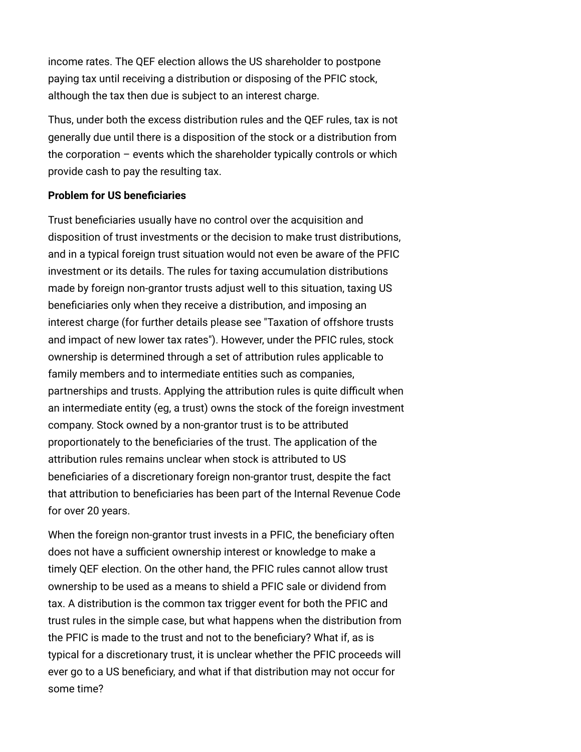income rates. The QEF election allows the US shareholder to postpone paying tax until receiving a distribution or disposing of the PFIC stock, although the tax then due is subject to an interest charge.

Thus, under both the excess distribution rules and the QEF rules, tax is not generally due until there is a disposition of the stock or a distribution from the corporation – events which the shareholder typically controls or which provide cash to pay the resulting tax.

**Problem for US beneficiaries**

Trust beneficiaries usually have no control over the acquisition and disposition of trust investments or the decision to make trust distributions, and in a typical foreign trust situation would not even be aware of the PFIC investment or its details. The rules for taxing accumulation distributions made by foreign non-grantor trusts adjust well to this situation, taxing US beneficiaries only when they receive a distribution, and imposing an interest charge (for further details please see "Taxation of offshore trusts and impact of new lower tax rates"). However, under the PFIC rules, stock ownership is determined through a set of attribution rules applicable to family members and to intermediate entities such as companies, partnerships and trusts. Applying the attribution rules is quite difficult when an intermediate entity (eg, a trust) owns the stock of the foreign investment company. Stock owned by a non-grantor trust is to be attributed proportionately to the beneficiaries of the trust. The application of the attribution rules remains unclear when stock is attributed to US beneficiaries of a discretionary foreign non-grantor trust, despite the fact that attribution to beneficiaries has been part of the Internal Revenue Code for over 20 years.

When the foreign non-grantor trust invests in a PFIC, the beneficiary often does not have a sufficient ownership interest or knowledge to make a timely QEF election. On the other hand, the PFIC rules cannot allow trust ownership to be used as a means to shield a PFIC sale or dividend from tax. A distribution is the common tax trigger event for both the PFIC and trust rules in the simple case, but what happens when the distribution from the PFIC is made to the trust and not to the beneficiary? What if, as is typical for a discretionary trust, it is unclear whether the PFIC proceeds will ever go to a US beneficiary, and what if that distribution may not occur for some time?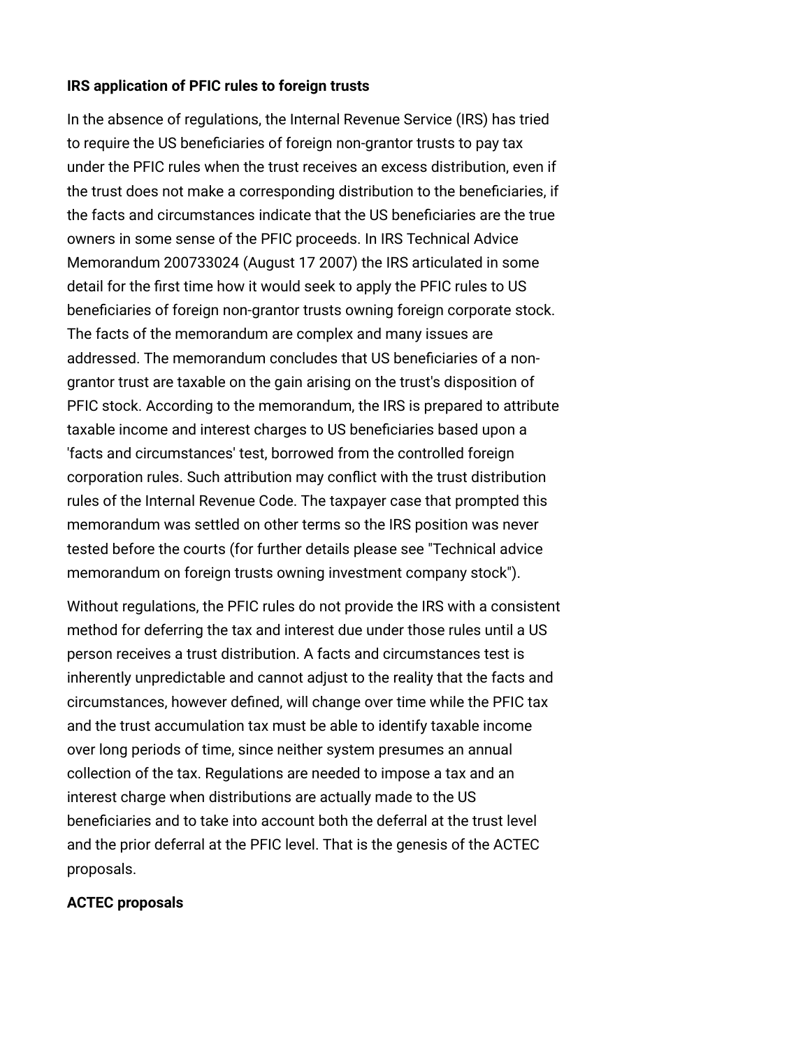**IRS application of PFIC rules to foreign trusts**

In the absence of regulations, the Internal Revenue Service (IRS) has tried to require the US beneficiaries of foreign non-grantor trusts to pay tax under the PFIC rules when the trust receives an excess distribution, even if the trust does not make a corresponding distribution to the beneficiaries, if the facts and circumstances indicate that the US beneficiaries are the true owners in some sense of the PFIC proceeds. In IRS Technical Advice Memorandum 200733024 (August 17 2007) the IRS articulated in some detail for the first time how it would seek to apply the PFIC rules to US beneficiaries of foreign non-grantor trusts owning foreign corporate stock. The facts of the memorandum are complex and many issues are addressed. The memorandum concludes that US beneficiaries of a non-grantor trust are taxable on the gain arising on the trust's disposition of PFIC stock. According to the memorandum, the IRS is prepared to attribute taxable income and interest charges to US beneficiaries based upon a 'facts and circumstances' test, borrowed from the controlled foreign corporation rules. Such attribution may conflict with the trust distribution rules of the Internal Revenue Code. The taxpayer case that prompted this memorandum was settled on other terms so the IRS position was never tested before the courts (for further details please see "Technical advice memorandum on foreign trusts owning investment company stock").

Without regulations, the PFIC rules do not provide the IRS with a consistent method for deferring the tax and interest due under those rules until a US person receives a trust distribution. A facts and circumstances test is inherently unpredictable and cannot adjust to the reality that the facts and circumstances, however defined, will change over time while the PFIC tax and the trust accumulation tax must be able to identify taxable income over long periods of time, since neither system presumes an annual collection of the tax. Regulations are needed to impose a tax and an interest charge when distributions are actually made to the US beneficiaries and to take into account both the deferral at the trust level and the prior deferral at the PFIC level. That is the genesis of the ACTEC proposals.

**ACTEC proposals**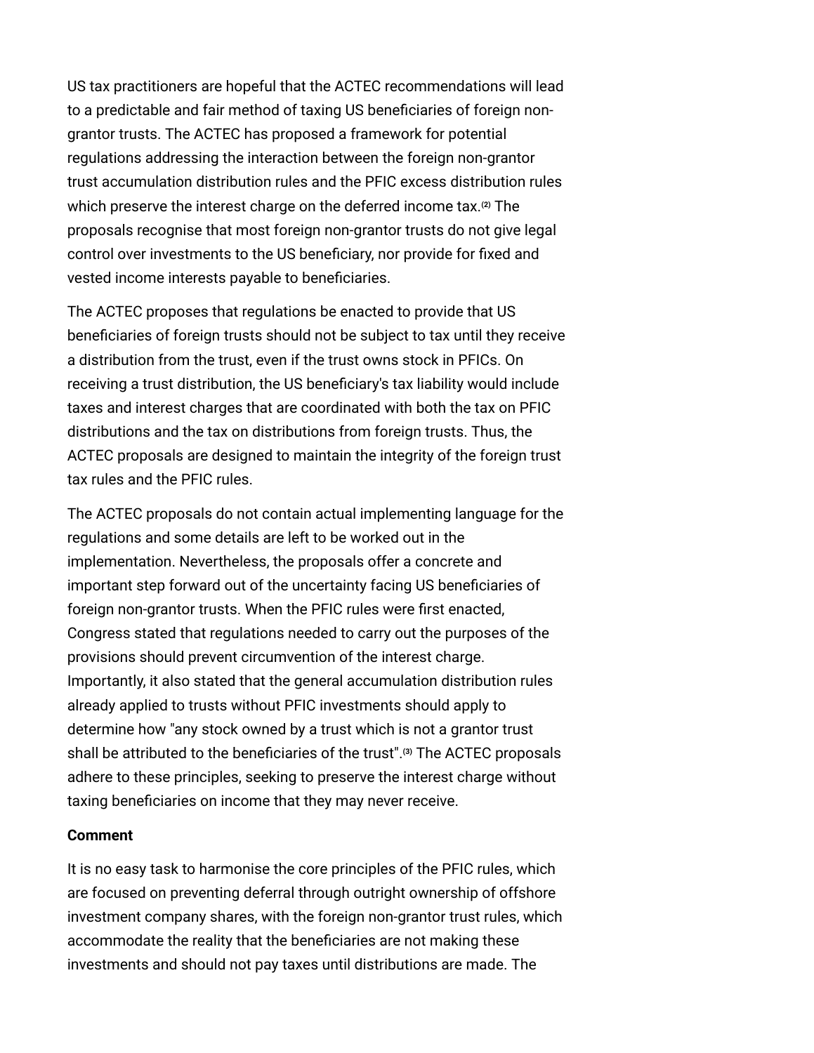US tax practitioners are hopeful that the ACTEC recommendations will lead to a predictable and fair method of taxing US beneficiaries of foreign non-grantor trusts. The ACTEC has proposed a framework for potential regulations addressing the interaction between the foreign non-grantor trust accumulation distribution rules and the PFIC excess distribution rules which preserve the interest charge on the deferred income tax.[2] The proposals recognise that most foreign non-grantor trusts do not give legal control over investments to the US beneficiary, nor provide for fixed and vested income interests payable to beneficiaries.

The ACTEC proposes that regulations be enacted to provide that US beneficiaries of foreign trusts should not be subject to tax until they receive a distribution from the trust, even if the trust owns stock in PFICs. On receiving a trust distribution, the US beneficiary's tax liability would include taxes and interest charges that are coordinated with both the tax on PFIC distributions and the tax on distributions from foreign trusts. Thus, the ACTEC proposals are designed to maintain the integrity of the foreign trust tax rules and the PFIC rules.

The ACTEC proposals do not contain actual implementing language for the regulations and some details are left to be worked out in the implementation. Nevertheless, the proposals offer a concrete and important step forward out of the uncertainty facing US beneficiaries of foreign non-grantor trusts. When the PFIC rules were first enacted, Congress stated that regulations needed to carry out the purposes of the provisions should prevent circumvention of the interest charge. Importantly, it also stated that the general accumulation distribution rules already applied to trusts without PFIC investments should apply to determine how "any stock owned by a trust which is not a grantor trust shall be attributed to the beneficiaries of the trust".[3] The ACTEC proposals adhere to these principles, seeking to preserve the interest charge without taxing beneficiaries on income that they may never receive.

**Comment**

It is no easy task to harmonise the core principles of the PFIC rules, which are focused on preventing deferral through outright ownership of offshore investment company shares, with the foreign non-grantor trust rules, which accommodate the reality that the beneficiaries are not making these investments and should not pay taxes until distributions are made. The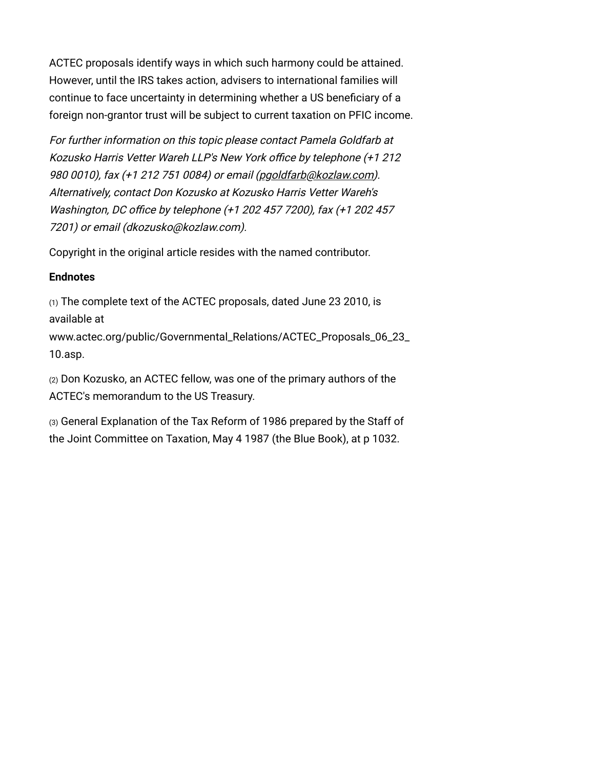ACTEC proposals identify ways in which such harmony could be attained. However, until the IRS takes action, advisers to international families will continue to face uncertainty in determining whether a US beneficiary of a foreign non-grantor trust will be subject to current taxation on PFIC income.

*For further information on this topic please contact Pamela Goldfarb at Kozusko Harris Vetter Wareh LLP's New York office by telephone (+1 212 980 0010), fax (+1 212 751 0084) or email (pgoldfarb@kozlaw.com). Alternatively, contact Don Kozusko at Kozusko Harris Vetter Wareh's Washington, DC office by telephone (+1 202 457 7200), fax (+1 202 457 7201) or email (dkozusko@kozlaw.com).*

Copyright in the original article resides with the named contributor.

**Endnotes**

(1) The complete text of the ACTEC proposals, dated June 23 2010, is available at www.actec.org/public/Governmental_Relations/ACTEC_Proposals_06_23_10.asp.

(2) Don Kozusko, an ACTEC fellow, was one of the primary authors of the ACTEC's memorandum to the US Treasury.

(3) General Explanation of the Tax Reform of 1986 prepared by the Staff of the Joint Committee on Taxation, May 4 1987 (the Blue Book), at p 1032.